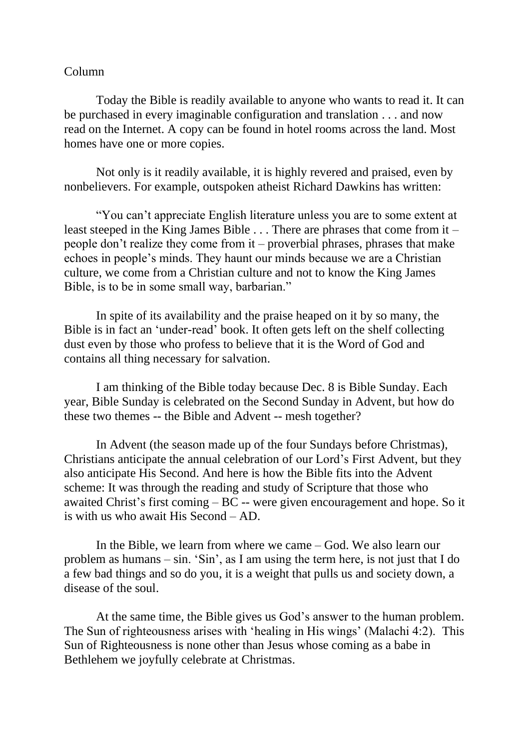Column

Today the Bible is readily available to anyone who wants to read it. It can be purchased in every imaginable configuration and translation . . . and now read on the Internet. A copy can be found in hotel rooms across the land. Most homes have one or more copies.

Not only is it readily available, it is highly revered and praised, even by nonbelievers. For example, outspoken atheist Richard Dawkins has written:

"You can't appreciate English literature unless you are to some extent at least steeped in the King James Bible . . . There are phrases that come from it – people don't realize they come from it – proverbial phrases, phrases that make echoes in people's minds. They haunt our minds because we are a Christian culture, we come from a Christian culture and not to know the King James Bible, is to be in some small way, barbarian."

In spite of its availability and the praise heaped on it by so many, the Bible is in fact an 'under-read' book. It often gets left on the shelf collecting dust even by those who profess to believe that it is the Word of God and contains all thing necessary for salvation.

I am thinking of the Bible today because Dec. 8 is Bible Sunday. Each year, Bible Sunday is celebrated on the Second Sunday in Advent, but how do these two themes -- the Bible and Advent -- mesh together?

In Advent (the season made up of the four Sundays before Christmas), Christians anticipate the annual celebration of our Lord's First Advent, but they also anticipate His Second. And here is how the Bible fits into the Advent scheme: It was through the reading and study of Scripture that those who awaited Christ's first coming – BC -- were given encouragement and hope. So it is with us who await His Second – AD.

In the Bible, we learn from where we came – God. We also learn our problem as humans – sin. 'Sin', as I am using the term here, is not just that I do a few bad things and so do you, it is a weight that pulls us and society down, a disease of the soul.

At the same time, the Bible gives us God's answer to the human problem. The Sun of righteousness arises with 'healing in His wings' (Malachi 4:2). This Sun of Righteousness is none other than Jesus whose coming as a babe in Bethlehem we joyfully celebrate at Christmas.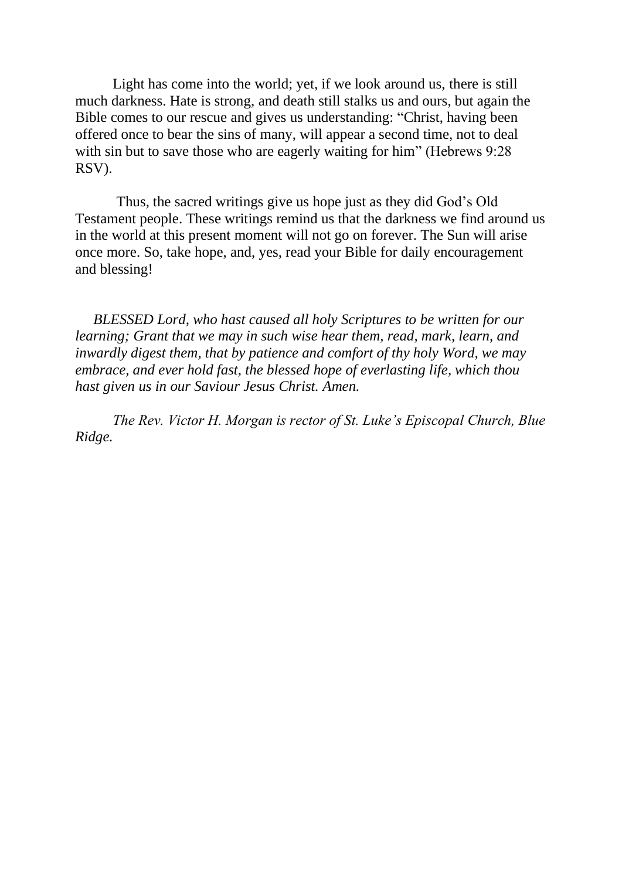Light has come into the world; yet, if we look around us, there is still much darkness. Hate is strong, and death still stalks us and ours, but again the Bible comes to our rescue and gives us understanding: "Christ, having been offered once to bear the sins of many, will appear a second time, not to deal with sin but to save those who are eagerly waiting for him" (Hebrews 9:28 RSV).

Thus, the sacred writings give us hope just as they did God's Old Testament people. These writings remind us that the darkness we find around us in the world at this present moment will not go on forever. The Sun will arise once more. So, take hope, and, yes, read your Bible for daily encouragement and blessing!

*BLESSED Lord, who hast caused all holy Scriptures to be written for our learning; Grant that we may in such wise hear them, read, mark, learn, and inwardly digest them, that by patience and comfort of thy holy Word, we may embrace, and ever hold fast, the blessed hope of everlasting life, which thou hast given us in our Saviour Jesus Christ. Amen.*

*The Rev. Victor H. Morgan is rector of St. Luke's Episcopal Church, Blue Ridge.*